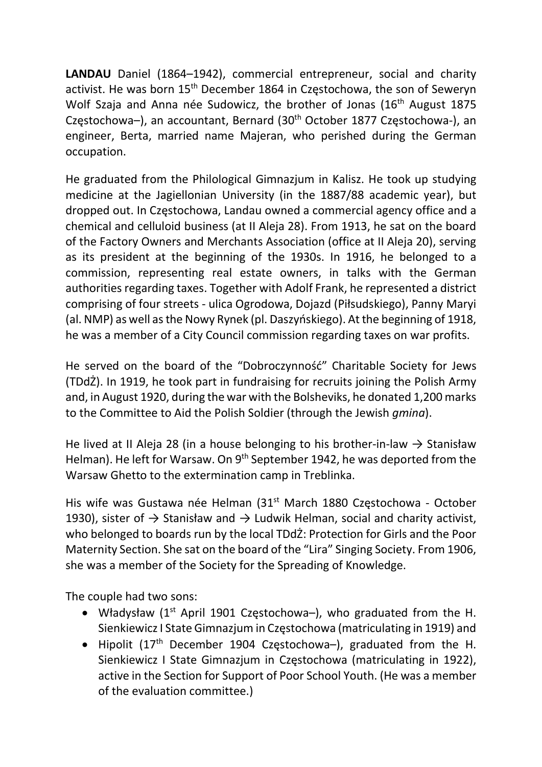**LANDAU** Daniel (1864–1942), commercial entrepreneur, social and charity activist. He was born 15th December 1864 in Częstochowa, the son of Seweryn Wolf Szaja and Anna née Sudowicz, the brother of Jonas (16th August 1875 Częstochowa–), an accountant, Bernard (30th October 1877 Częstochowa-), an engineer, Berta, married name Majeran, who perished during the German occupation.

He graduated from the Philological Gimnazjum in Kalisz. He took up studying medicine at the Jagiellonian University (in the 1887/88 academic year), but dropped out. In Częstochowa, Landau owned a commercial agency office and a chemical and celluloid business (at II Aleja 28). From 1913, he sat on the board of the Factory Owners and Merchants Association (office at II Aleja 20), serving as its president at the beginning of the 1930s. In 1916, he belonged to a commission, representing real estate owners, in talks with the German authorities regarding taxes. Together with Adolf Frank, he represented a district comprising of four streets - ulica Ogrodowa, Dojazd (Piłsudskiego), Panny Maryi (al. NMP) as well as the Nowy Rynek (pl. Daszyńskiego). At the beginning of 1918, he was a member of a City Council commission regarding taxes on war profits.

He served on the board of the "Dobroczynność" Charitable Society for Jews (TDdŻ). In 1919, he took part in fundraising for recruits joining the Polish Army and, in August 1920, during the war with the Bolsheviks, he donated 1,200 marks to the Committee to Aid the Polish Soldier (through the Jewish *gmina*).

He lived at II Aleja 28 (in a house belonging to his brother-in-law → Stanisław Helman). He left for Warsaw. On 9th September 1942, he was deported from the Warsaw Ghetto to the extermination camp in Treblinka.

His wife was Gustawa née Helman (31st March 1880 Częstochowa - October 1930), sister of → Stanisław and → Ludwik Helman, social and charity activist, who belonged to boards run by the local TDdŻ: Protection for Girls and the Poor Maternity Section. She sat on the board of the "Lira" Singing Society. From 1906, she was a member of the Society for the Spreading of Knowledge.

The couple had two sons:

- Władysław (1st April 1901 Częstochowa–), who graduated from the H. Sienkiewicz I State Gimnazjum in Częstochowa (matriculating in 1919) and
- Hipolit (17th December 1904 Częstochowa–), graduated from the H. Sienkiewicz I State Gimnazjum in Częstochowa (matriculating in 1922), active in the Section for Support of Poor School Youth. (He was a member of the evaluation committee.)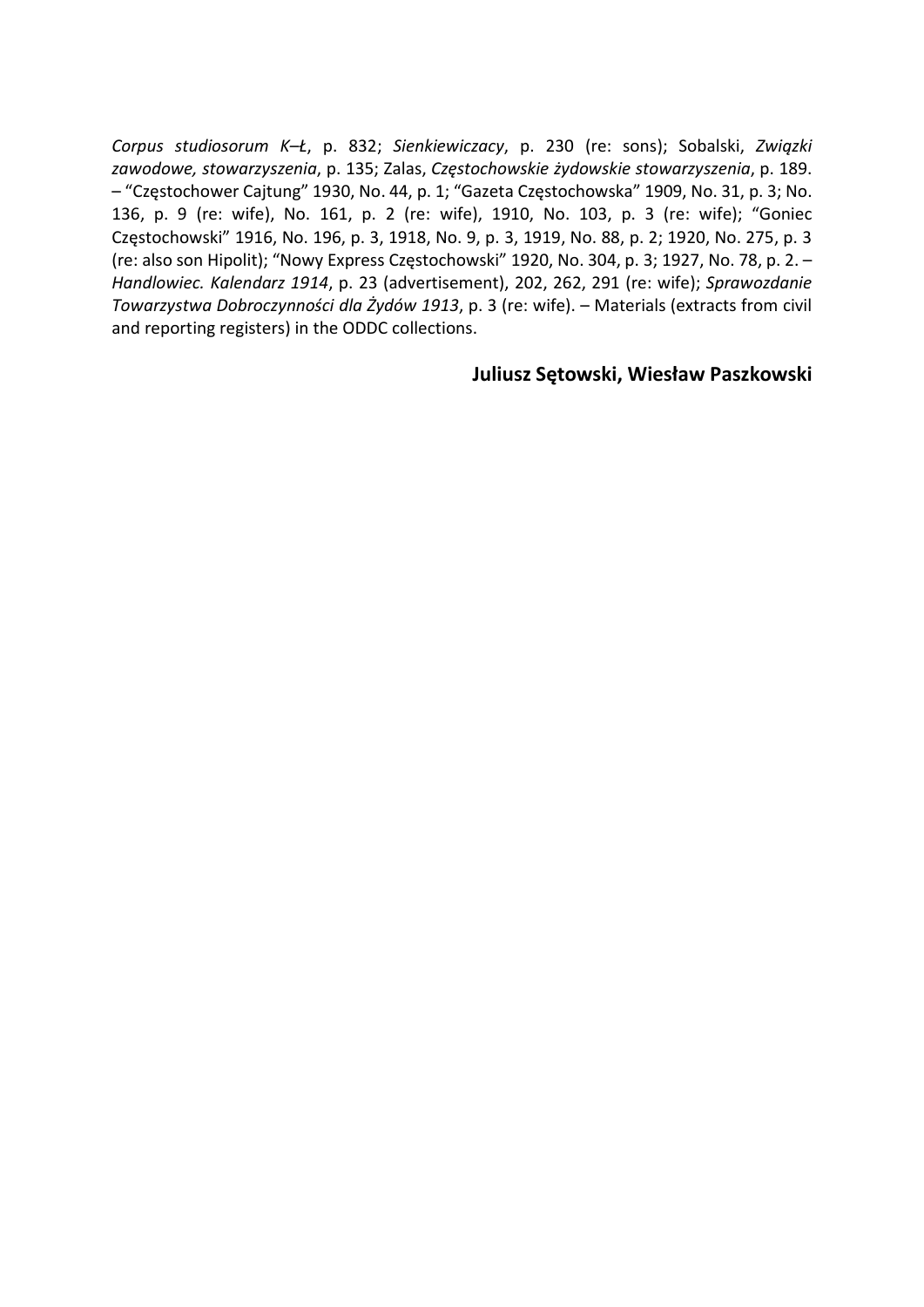*Corpus studiosorum K–Ł*, p. 832; *Sienkiewiczacy*, p. 230 (re: sons); Sobalski, *Związki zawodowe, stowarzyszenia*, p. 135; Zalas, *Częstochowskie żydowskie stowarzyszenia*, p. 189. – "Częstochower Cajtung" 1930, No. 44, p. 1; "Gazeta Częstochowska" 1909, No. 31, p. 3; No. 136, p. 9 (re: wife), No. 161, p. 2 (re: wife), 1910, No. 103, p. 3 (re: wife); "Goniec Częstochowski" 1916, No. 196, p. 3, 1918, No. 9, p. 3, 1919, No. 88, p. 2; 1920, No. 275, p. 3 (re: also son Hipolit); "Nowy Express Częstochowski" 1920, No. 304, p. 3; 1927, No. 78, p. 2. – *Handlowiec. Kalendarz 1914*, p. 23 (advertisement), 202, 262, 291 (re: wife); *Sprawozdanie Towarzystwa Dobroczynności dla Żydów 1913*, p. 3 (re: wife). – Materials (extracts from civil and reporting registers) in the ODDC collections.

**Juliusz Sętowski, Wiesław Paszkowski**